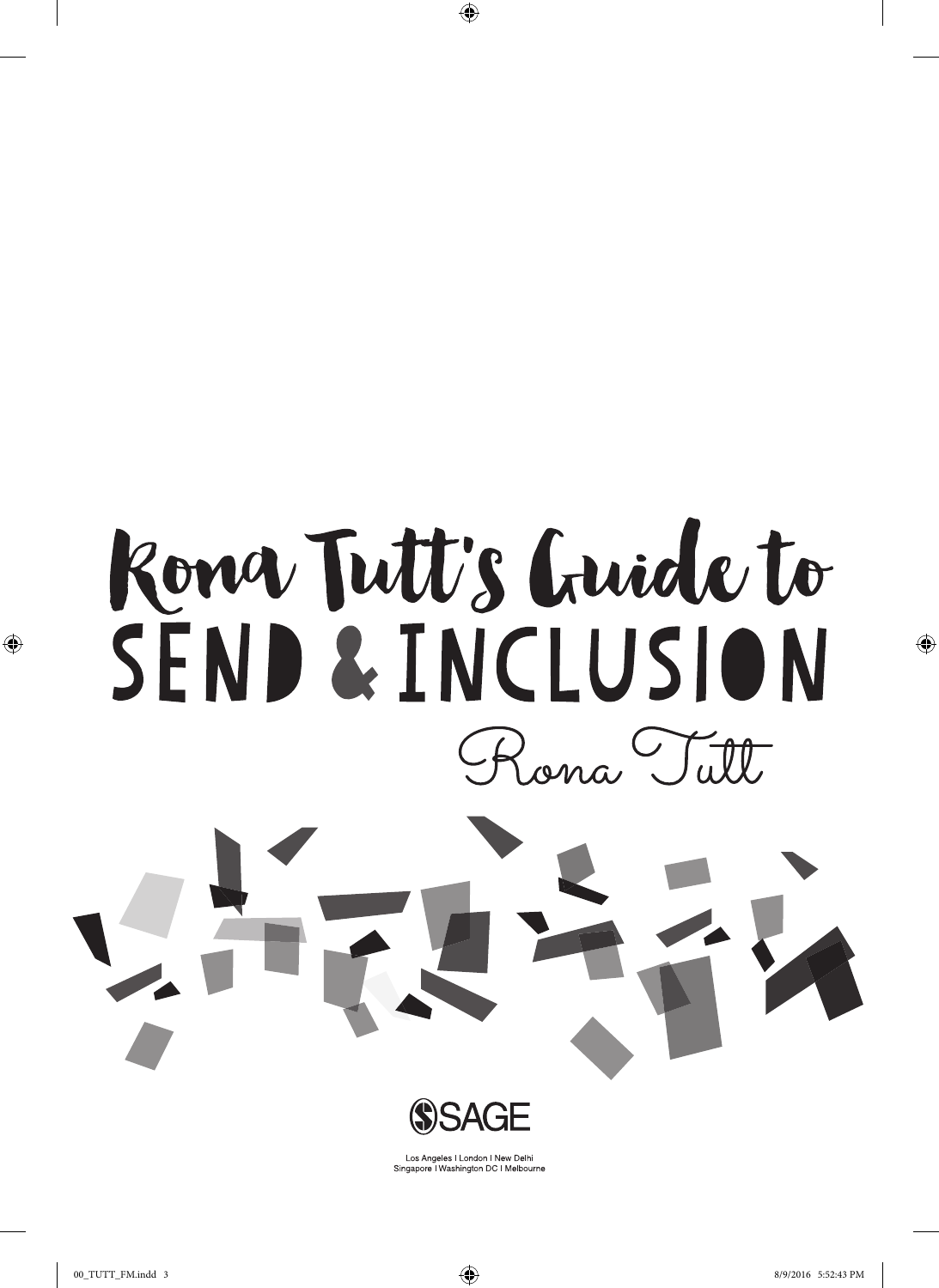# Rona Tutt's Guide to SEND & INCLUSION

Rona Tutt

SAGE

Los Angeles | London | New Delhi
Singapore | Washington DC | Melbourne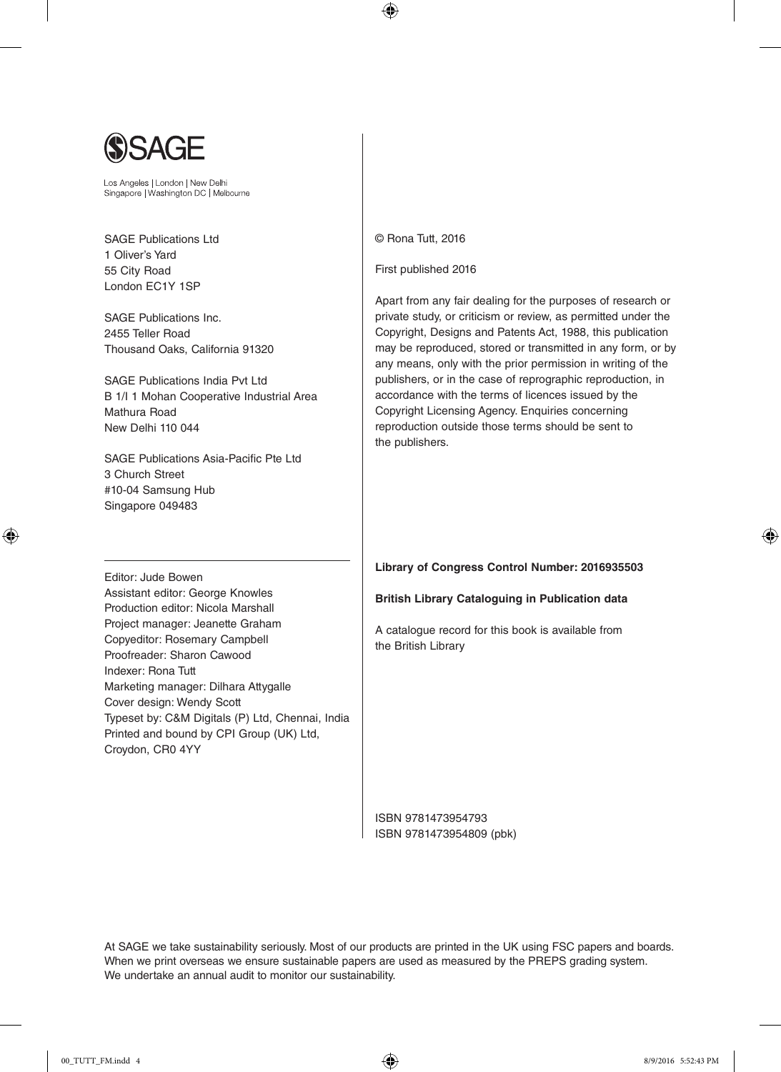SAGE

Los Angeles | London | New Delhi
Singapore | Washington DC | Melbourne

SAGE Publications Ltd
1 Oliver's Yard
55 City Road
London EC1Y 1SP

SAGE Publications Inc.
2455 Teller Road
Thousand Oaks, California 91320

SAGE Publications India Pvt Ltd
B 1/I 1 Mohan Cooperative Industrial Area
Mathura Road
New Delhi 110 044

SAGE Publications Asia-Pacific Pte Ltd
3 Church Street
#10-04 Samsung Hub
Singapore 049483

Editor: Jude Bowen
Assistant editor: George Knowles
Production editor: Nicola Marshall
Project manager: Jeanette Graham
Copyeditor: Rosemary Campbell
Proofreader: Sharon Cawood
Indexer: Rona Tutt
Marketing manager: Dilhara Attygalle
Cover design: Wendy Scott
Typeset by: C&M Digitals (P) Ltd, Chennai, India
Printed and bound by CPI Group (UK) Ltd,
Croydon, CR0 4YY

© Rona Tutt, 2016

First published 2016

Apart from any fair dealing for the purposes of research or private study, or criticism or review, as permitted under the Copyright, Designs and Patents Act, 1988, this publication may be reproduced, stored or transmitted in any form, or by any means, only with the prior permission in writing of the publishers, or in the case of reprographic reproduction, in accordance with the terms of licences issued by the Copyright Licensing Agency. Enquiries concerning reproduction outside those terms should be sent to the publishers.

**Library of Congress Control Number: 2016935503**

**British Library Cataloguing in Publication data**

A catalogue record for this book is available from the British Library

ISBN 9781473954793
ISBN 9781473954809 (pbk)

At SAGE we take sustainability seriously. Most of our products are printed in the UK using FSC papers and boards. When we print overseas we ensure sustainable papers are used as measured by the PREPS grading system. We undertake an annual audit to monitor our sustainability.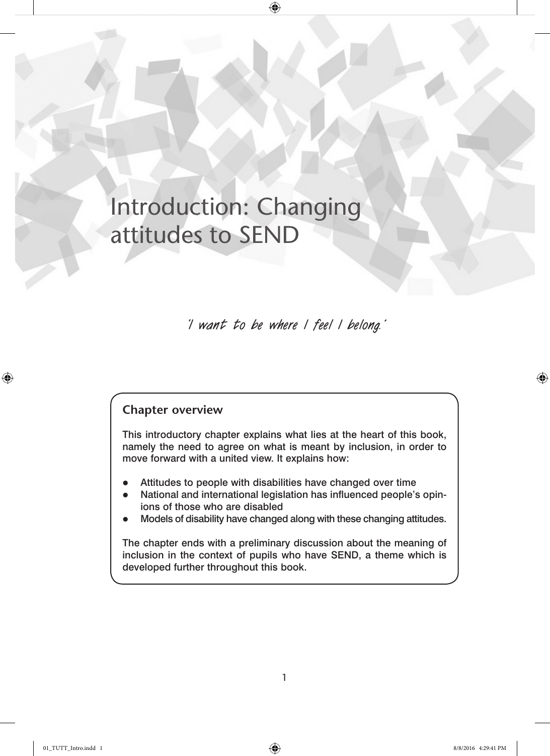# Introduction: Changing attitudes to SEND

*'I want to be where I feel I belong.'*

## Chapter overview

This introductory chapter explains what lies at the heart of this book, namely the need to agree on what is meant by inclusion, in order to move forward with a united view. It explains how:

- Attitudes to people with disabilities have changed over time
- National and international legislation has influenced people's opinions of those who are disabled
- Models of disability have changed along with these changing attitudes.

The chapter ends with a preliminary discussion about the meaning of inclusion in the context of pupils who have SEND, a theme which is developed further throughout this book.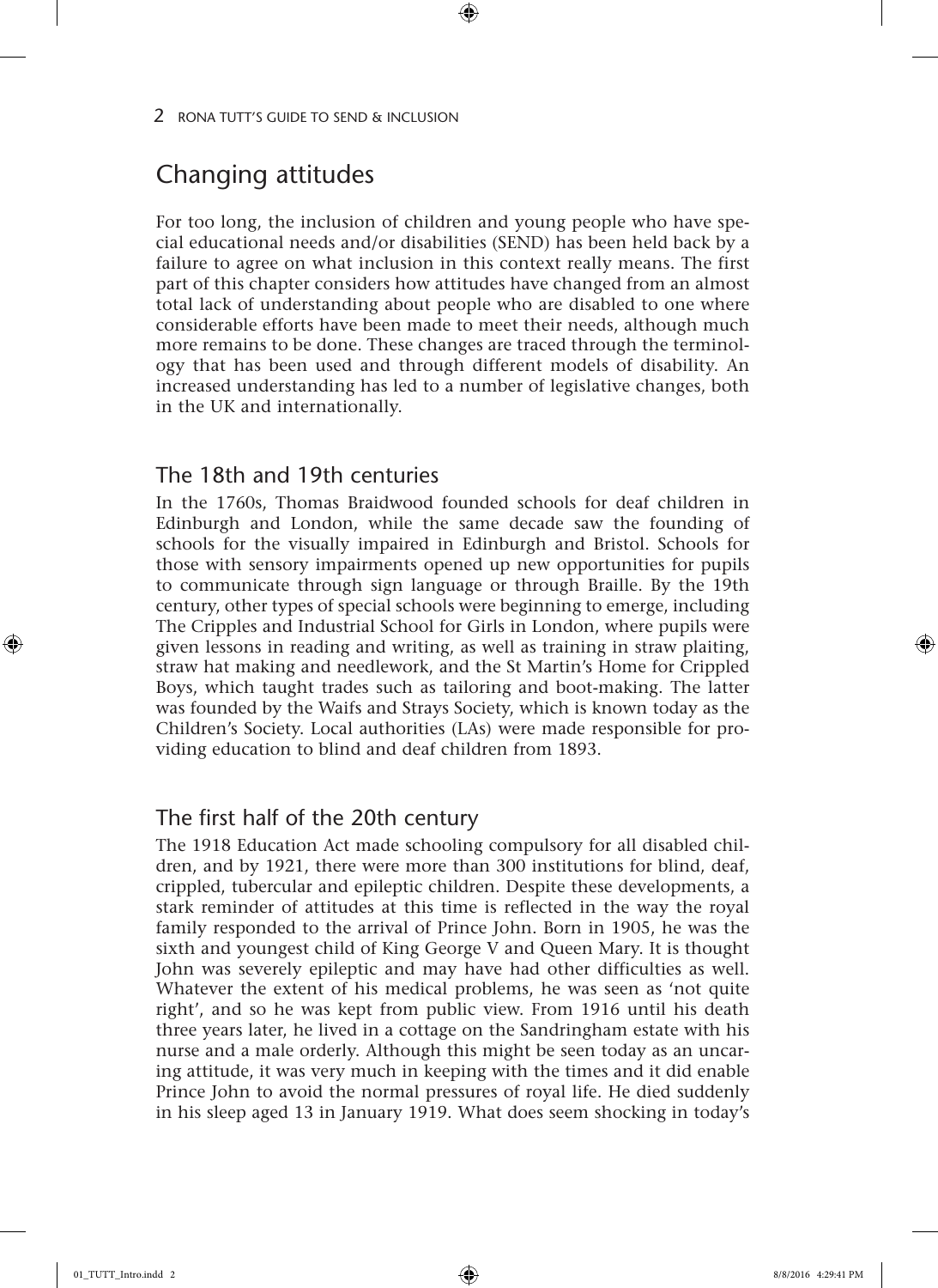## Changing attitudes

For too long, the inclusion of children and young people who have special educational needs and/or disabilities (SEND) has been held back by a failure to agree on what inclusion in this context really means. The first part of this chapter considers how attitudes have changed from an almost total lack of understanding about people who are disabled to one where considerable efforts have been made to meet their needs, although much more remains to be done. These changes are traced through the terminology that has been used and through different models of disability. An increased understanding has led to a number of legislative changes, both in the UK and internationally.

### The 18th and 19th centuries

In the 1760s, Thomas Braidwood founded schools for deaf children in Edinburgh and London, while the same decade saw the founding of schools for the visually impaired in Edinburgh and Bristol. Schools for those with sensory impairments opened up new opportunities for pupils to communicate through sign language or through Braille. By the 19th century, other types of special schools were beginning to emerge, including The Cripples and Industrial School for Girls in London, where pupils were given lessons in reading and writing, as well as training in straw plaiting, straw hat making and needlework, and the St Martin's Home for Crippled Boys, which taught trades such as tailoring and boot-making. The latter was founded by the Waifs and Strays Society, which is known today as the Children's Society. Local authorities (LAs) were made responsible for providing education to blind and deaf children from 1893.

### The first half of the 20th century

The 1918 Education Act made schooling compulsory for all disabled children, and by 1921, there were more than 300 institutions for blind, deaf, crippled, tubercular and epileptic children. Despite these developments, a stark reminder of attitudes at this time is reflected in the way the royal family responded to the arrival of Prince John. Born in 1905, he was the sixth and youngest child of King George V and Queen Mary. It is thought John was severely epileptic and may have had other difficulties as well. Whatever the extent of his medical problems, he was seen as 'not quite right', and so he was kept from public view. From 1916 until his death three years later, he lived in a cottage on the Sandringham estate with his nurse and a male orderly. Although this might be seen today as an uncaring attitude, it was very much in keeping with the times and it did enable Prince John to avoid the normal pressures of royal life. He died suddenly in his sleep aged 13 in January 1919. What does seem shocking in today's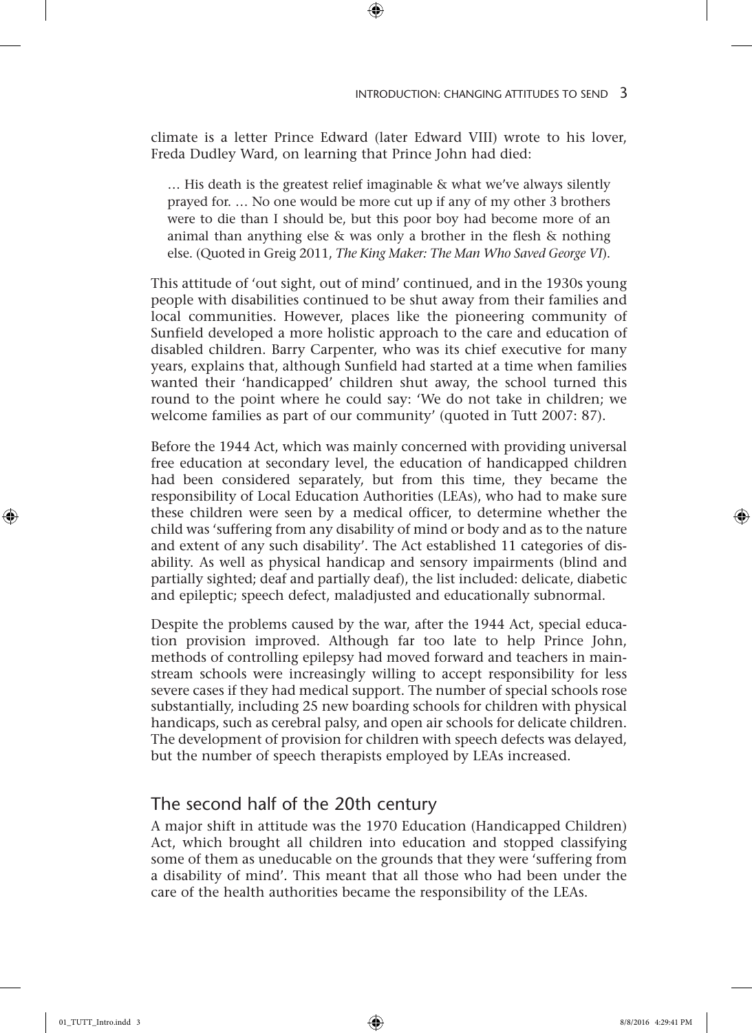climate is a letter Prince Edward (later Edward VIII) wrote to his lover, Freda Dudley Ward, on learning that Prince John had died:

> … His death is the greatest relief imaginable & what we've always silently prayed for. … No one would be more cut up if any of my other 3 brothers were to die than I should be, but this poor boy had become more of an animal than anything else & was only a brother in the flesh & nothing else. (Quoted in Greig 2011, *The King Maker: The Man Who Saved George VI*).

This attitude of 'out sight, out of mind' continued, and in the 1930s young people with disabilities continued to be shut away from their families and local communities. However, places like the pioneering community of Sunfield developed a more holistic approach to the care and education of disabled children. Barry Carpenter, who was its chief executive for many years, explains that, although Sunfield had started at a time when families wanted their 'handicapped' children shut away, the school turned this round to the point where he could say: 'We do not take in children; we welcome families as part of our community' (quoted in Tutt 2007: 87).

Before the 1944 Act, which was mainly concerned with providing universal free education at secondary level, the education of handicapped children had been considered separately, but from this time, they became the responsibility of Local Education Authorities (LEAs), who had to make sure these children were seen by a medical officer, to determine whether the child was 'suffering from any disability of mind or body and as to the nature and extent of any such disability'. The Act established 11 categories of disability. As well as physical handicap and sensory impairments (blind and partially sighted; deaf and partially deaf), the list included: delicate, diabetic and epileptic; speech defect, maladjusted and educationally subnormal.

Despite the problems caused by the war, after the 1944 Act, special education provision improved. Although far too late to help Prince John, methods of controlling epilepsy had moved forward and teachers in mainstream schools were increasingly willing to accept responsibility for less severe cases if they had medical support. The number of special schools rose substantially, including 25 new boarding schools for children with physical handicaps, such as cerebral palsy, and open air schools for delicate children. The development of provision for children with speech defects was delayed, but the number of speech therapists employed by LEAs increased.

## The second half of the 20th century

A major shift in attitude was the 1970 Education (Handicapped Children) Act, which brought all children into education and stopped classifying some of them as uneducable on the grounds that they were 'suffering from a disability of mind'. This meant that all those who had been under the care of the health authorities became the responsibility of the LEAs.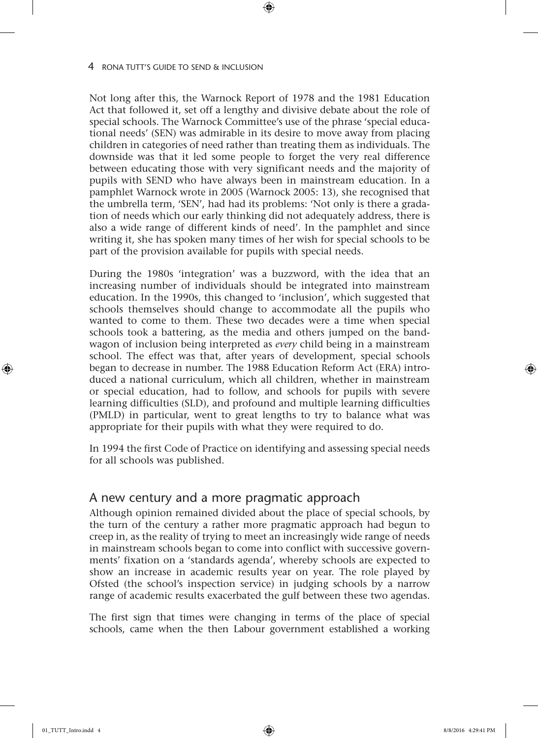Not long after this, the Warnock Report of 1978 and the 1981 Education Act that followed it, set off a lengthy and divisive debate about the role of special schools. The Warnock Committee's use of the phrase 'special educational needs' (SEN) was admirable in its desire to move away from placing children in categories of need rather than treating them as individuals. The downside was that it led some people to forget the very real difference between educating those with very significant needs and the majority of pupils with SEND who have always been in mainstream education. In a pamphlet Warnock wrote in 2005 (Warnock 2005: 13), she recognised that the umbrella term, 'SEN', had had its problems: 'Not only is there a gradation of needs which our early thinking did not adequately address, there is also a wide range of different kinds of need'. In the pamphlet and since writing it, she has spoken many times of her wish for special schools to be part of the provision available for pupils with special needs.

During the 1980s 'integration' was a buzzword, with the idea that an increasing number of individuals should be integrated into mainstream education. In the 1990s, this changed to 'inclusion', which suggested that schools themselves should change to accommodate all the pupils who wanted to come to them. These two decades were a time when special schools took a battering, as the media and others jumped on the bandwagon of inclusion being interpreted as *every* child being in a mainstream school. The effect was that, after years of development, special schools began to decrease in number. The 1988 Education Reform Act (ERA) introduced a national curriculum, which all children, whether in mainstream or special education, had to follow, and schools for pupils with severe learning difficulties (SLD), and profound and multiple learning difficulties (PMLD) in particular, went to great lengths to try to balance what was appropriate for their pupils with what they were required to do.

In 1994 the first Code of Practice on identifying and assessing special needs for all schools was published.

## A new century and a more pragmatic approach

Although opinion remained divided about the place of special schools, by the turn of the century a rather more pragmatic approach had begun to creep in, as the reality of trying to meet an increasingly wide range of needs in mainstream schools began to come into conflict with successive governments' fixation on a 'standards agenda', whereby schools are expected to show an increase in academic results year on year. The role played by Ofsted (the school's inspection service) in judging schools by a narrow range of academic results exacerbated the gulf between these two agendas.

The first sign that times were changing in terms of the place of special schools, came when the then Labour government established a working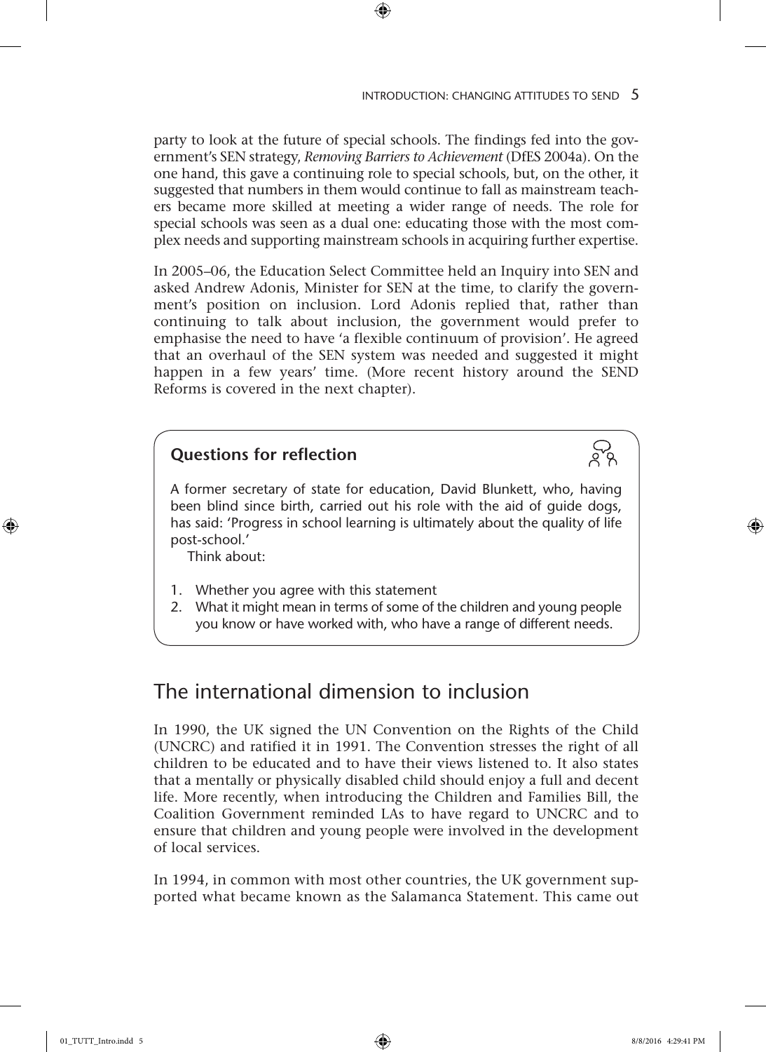party to look at the future of special schools. The findings fed into the government's SEN strategy, *Removing Barriers to Achievement* (DfES 2004a). On the one hand, this gave a continuing role to special schools, but, on the other, it suggested that numbers in them would continue to fall as mainstream teachers became more skilled at meeting a wider range of needs. The role for special schools was seen as a dual one: educating those with the most complex needs and supporting mainstream schools in acquiring further expertise.

In 2005–06, the Education Select Committee held an Inquiry into SEN and asked Andrew Adonis, Minister for SEN at the time, to clarify the government's position on inclusion. Lord Adonis replied that, rather than continuing to talk about inclusion, the government would prefer to emphasise the need to have 'a flexible continuum of provision'. He agreed that an overhaul of the SEN system was needed and suggested it might happen in a few years' time. (More recent history around the SEND Reforms is covered in the next chapter).

### Questions for reflection

A former secretary of state for education, David Blunkett, who, having been blind since birth, carried out his role with the aid of guide dogs, has said: 'Progress in school learning is ultimately about the quality of life post-school.'

Think about:

1. Whether you agree with this statement
2. What it might mean in terms of some of the children and young people you know or have worked with, who have a range of different needs.

## The international dimension to inclusion

In 1990, the UK signed the UN Convention on the Rights of the Child (UNCRC) and ratified it in 1991. The Convention stresses the right of all children to be educated and to have their views listened to. It also states that a mentally or physically disabled child should enjoy a full and decent life. More recently, when introducing the Children and Families Bill, the Coalition Government reminded LAs to have regard to UNCRC and to ensure that children and young people were involved in the development of local services.

In 1994, in common with most other countries, the UK government supported what became known as the Salamanca Statement. This came out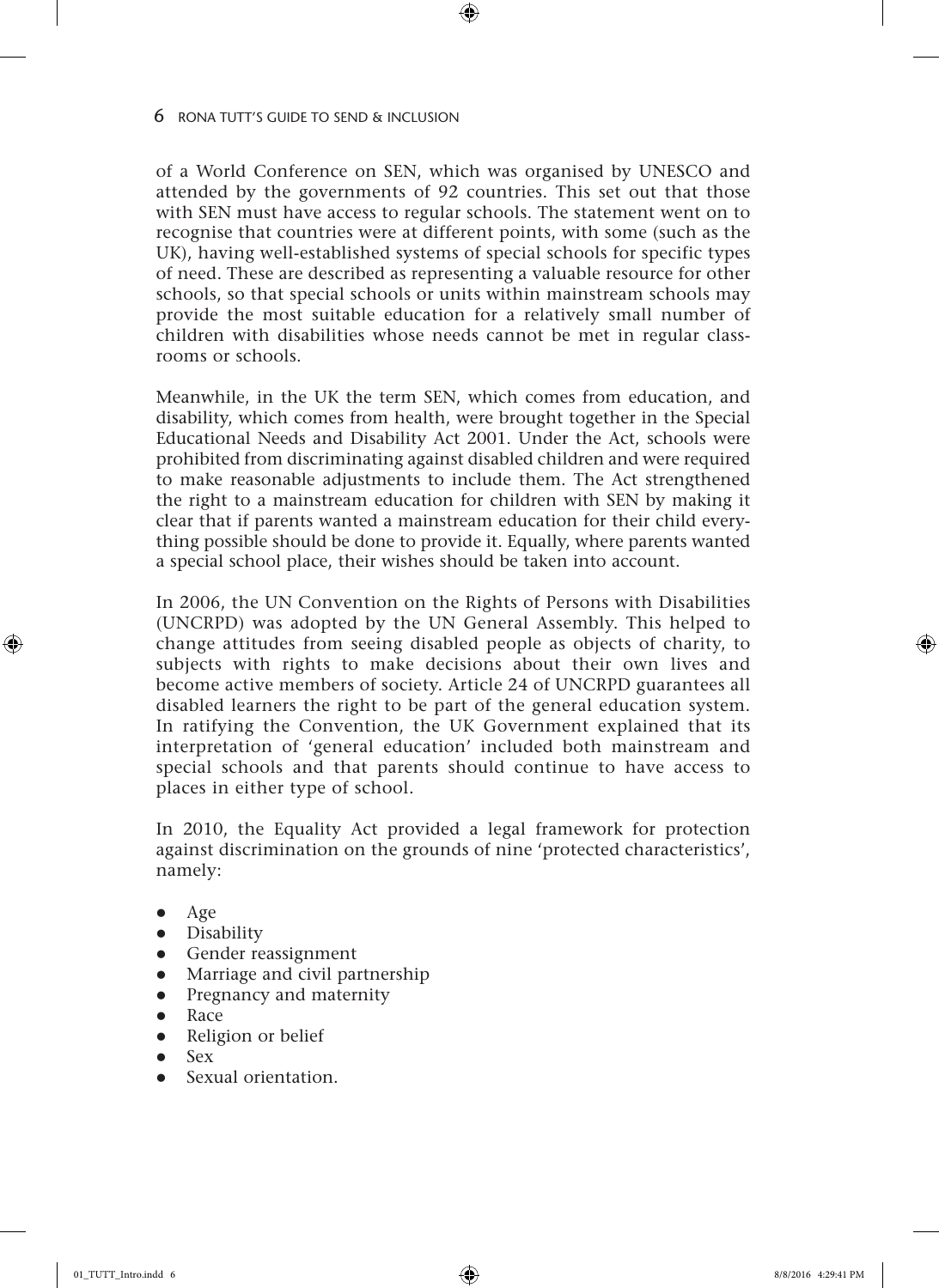of a World Conference on SEN, which was organised by UNESCO and attended by the governments of 92 countries. This set out that those with SEN must have access to regular schools. The statement went on to recognise that countries were at different points, with some (such as the UK), having well-established systems of special schools for specific types of need. These are described as representing a valuable resource for other schools, so that special schools or units within mainstream schools may provide the most suitable education for a relatively small number of children with disabilities whose needs cannot be met in regular classrooms or schools.

Meanwhile, in the UK the term SEN, which comes from education, and disability, which comes from health, were brought together in the Special Educational Needs and Disability Act 2001. Under the Act, schools were prohibited from discriminating against disabled children and were required to make reasonable adjustments to include them. The Act strengthened the right to a mainstream education for children with SEN by making it clear that if parents wanted a mainstream education for their child everything possible should be done to provide it. Equally, where parents wanted a special school place, their wishes should be taken into account.

In 2006, the UN Convention on the Rights of Persons with Disabilities (UNCRPD) was adopted by the UN General Assembly. This helped to change attitudes from seeing disabled people as objects of charity, to subjects with rights to make decisions about their own lives and become active members of society. Article 24 of UNCRPD guarantees all disabled learners the right to be part of the general education system. In ratifying the Convention, the UK Government explained that its interpretation of 'general education' included both mainstream and special schools and that parents should continue to have access to places in either type of school.

In 2010, the Equality Act provided a legal framework for protection against discrimination on the grounds of nine 'protected characteristics', namely:

- Age
- Disability
- Gender reassignment
- Marriage and civil partnership
- Pregnancy and maternity
- Race
- Religion or belief
- Sex
- Sexual orientation.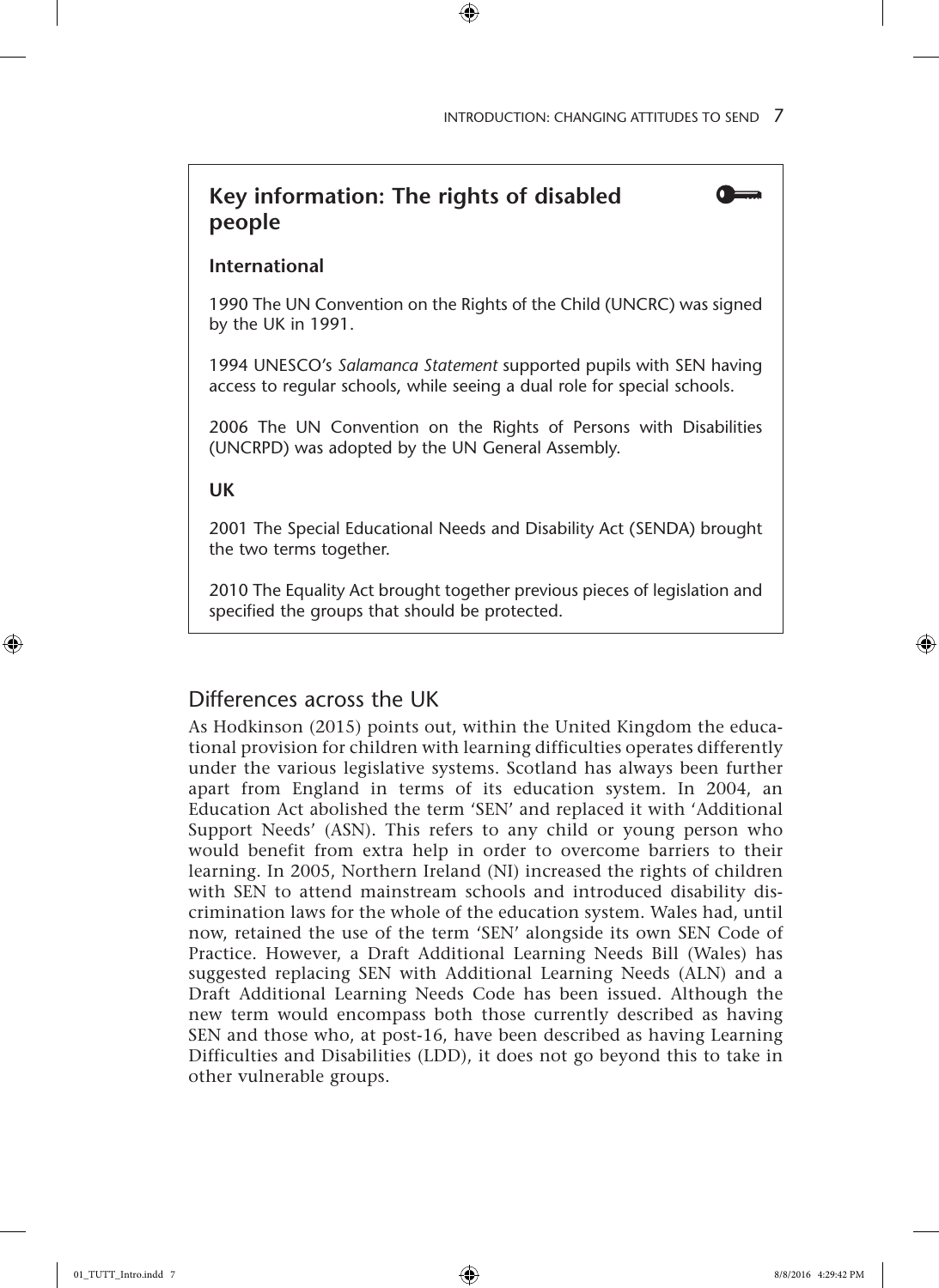## Key information: The rights of disabled people

**International**

1990 The UN Convention on the Rights of the Child (UNCRC) was signed by the UK in 1991.

1994 UNESCO's *Salamanca Statement* supported pupils with SEN having access to regular schools, while seeing a dual role for special schools.

2006 The UN Convention on the Rights of Persons with Disabilities (UNCRPD) was adopted by the UN General Assembly.

**UK**

2001 The Special Educational Needs and Disability Act (SENDA) brought the two terms together.

2010 The Equality Act brought together previous pieces of legislation and specified the groups that should be protected.

## Differences across the UK

As Hodkinson (2015) points out, within the United Kingdom the educational provision for children with learning difficulties operates differently under the various legislative systems. Scotland has always been further apart from England in terms of its education system. In 2004, an Education Act abolished the term 'SEN' and replaced it with 'Additional Support Needs' (ASN). This refers to any child or young person who would benefit from extra help in order to overcome barriers to their learning. In 2005, Northern Ireland (NI) increased the rights of children with SEN to attend mainstream schools and introduced disability discrimination laws for the whole of the education system. Wales had, until now, retained the use of the term 'SEN' alongside its own SEN Code of Practice. However, a Draft Additional Learning Needs Bill (Wales) has suggested replacing SEN with Additional Learning Needs (ALN) and a Draft Additional Learning Needs Code has been issued. Although the new term would encompass both those currently described as having SEN and those who, at post-16, have been described as having Learning Difficulties and Disabilities (LDD), it does not go beyond this to take in other vulnerable groups.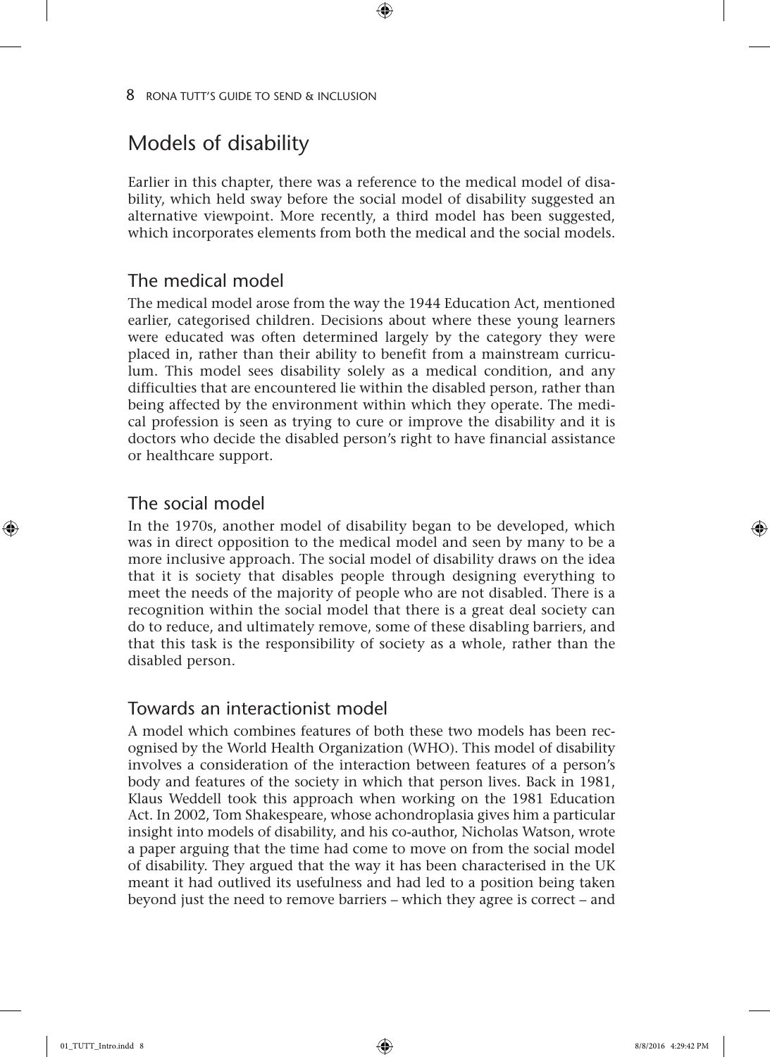## Models of disability

Earlier in this chapter, there was a reference to the medical model of disability, which held sway before the social model of disability suggested an alternative viewpoint. More recently, a third model has been suggested, which incorporates elements from both the medical and the social models.

### The medical model

The medical model arose from the way the 1944 Education Act, mentioned earlier, categorised children. Decisions about where these young learners were educated was often determined largely by the category they were placed in, rather than their ability to benefit from a mainstream curriculum. This model sees disability solely as a medical condition, and any difficulties that are encountered lie within the disabled person, rather than being affected by the environment within which they operate. The medical profession is seen as trying to cure or improve the disability and it is doctors who decide the disabled person's right to have financial assistance or healthcare support.

### The social model

In the 1970s, another model of disability began to be developed, which was in direct opposition to the medical model and seen by many to be a more inclusive approach. The social model of disability draws on the idea that it is society that disables people through designing everything to meet the needs of the majority of people who are not disabled. There is a recognition within the social model that there is a great deal society can do to reduce, and ultimately remove, some of these disabling barriers, and that this task is the responsibility of society as a whole, rather than the disabled person.

### Towards an interactionist model

A model which combines features of both these two models has been recognised by the World Health Organization (WHO). This model of disability involves a consideration of the interaction between features of a person's body and features of the society in which that person lives. Back in 1981, Klaus Weddell took this approach when working on the 1981 Education Act. In 2002, Tom Shakespeare, whose achondroplasia gives him a particular insight into models of disability, and his co-author, Nicholas Watson, wrote a paper arguing that the time had come to move on from the social model of disability. They argued that the way it has been characterised in the UK meant it had outlived its usefulness and had led to a position being taken beyond just the need to remove barriers – which they agree is correct – and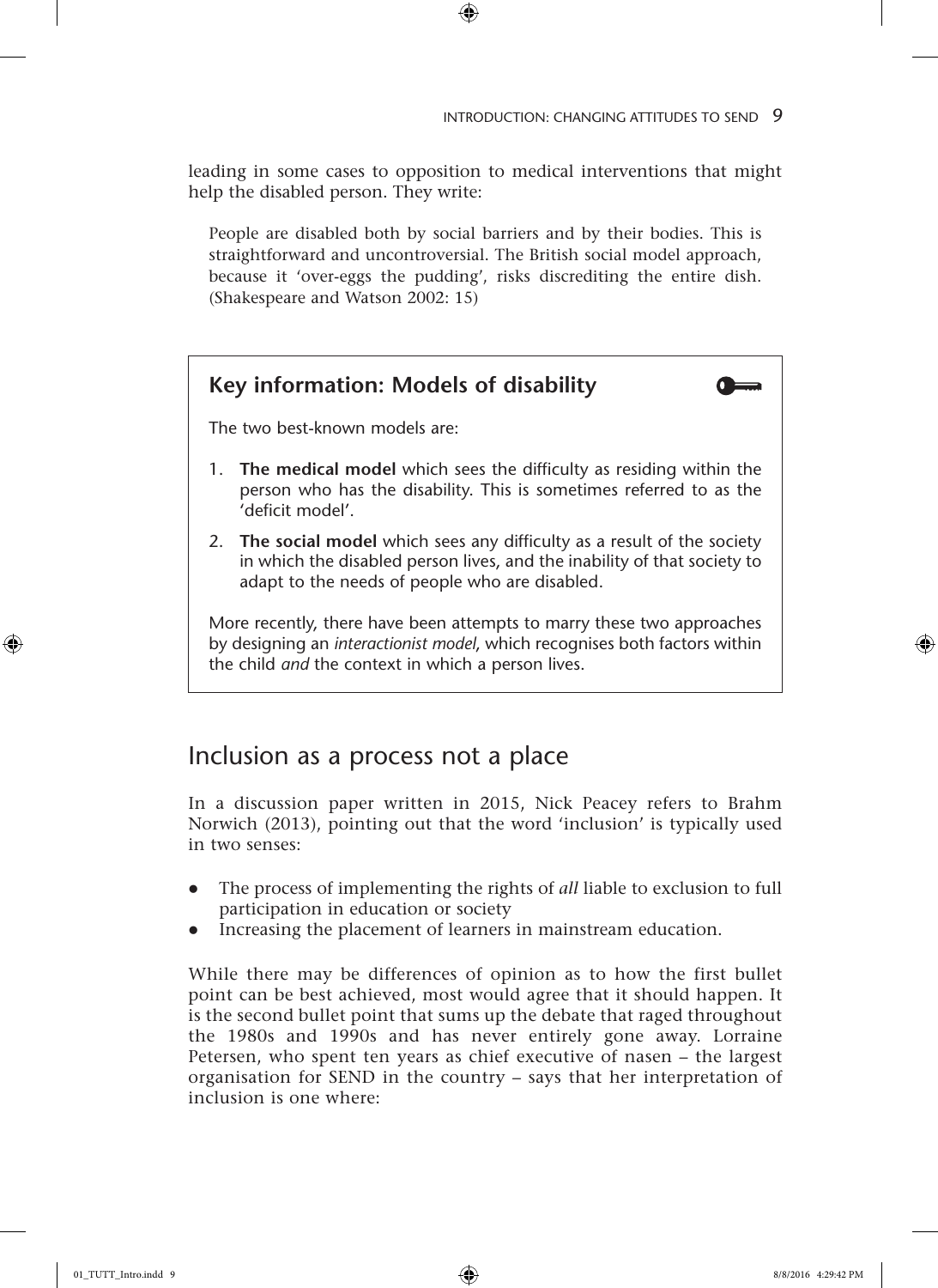leading in some cases to opposition to medical interventions that might help the disabled person. They write:

> People are disabled both by social barriers and by their bodies. This is straightforward and uncontroversial. The British social model approach, because it 'over-eggs the pudding', risks discrediting the entire dish. (Shakespeare and Watson 2002: 15)

### Key information: Models of disability

The two best-known models are:

1. **The medical model** which sees the difficulty as residing within the person who has the disability. This is sometimes referred to as the 'deficit model'.
2. **The social model** which sees any difficulty as a result of the society in which the disabled person lives, and the inability of that society to adapt to the needs of people who are disabled.

More recently, there have been attempts to marry these two approaches by designing an *interactionist model*, which recognises both factors within the child *and* the context in which a person lives.

## Inclusion as a process not a place

In a discussion paper written in 2015, Nick Peacey refers to Brahm Norwich (2013), pointing out that the word 'inclusion' is typically used in two senses:

- The process of implementing the rights of *all* liable to exclusion to full participation in education or society
- Increasing the placement of learners in mainstream education.

While there may be differences of opinion as to how the first bullet point can be best achieved, most would agree that it should happen. It is the second bullet point that sums up the debate that raged throughout the 1980s and 1990s and has never entirely gone away. Lorraine Petersen, who spent ten years as chief executive of nasen – the largest organisation for SEND in the country – says that her interpretation of inclusion is one where: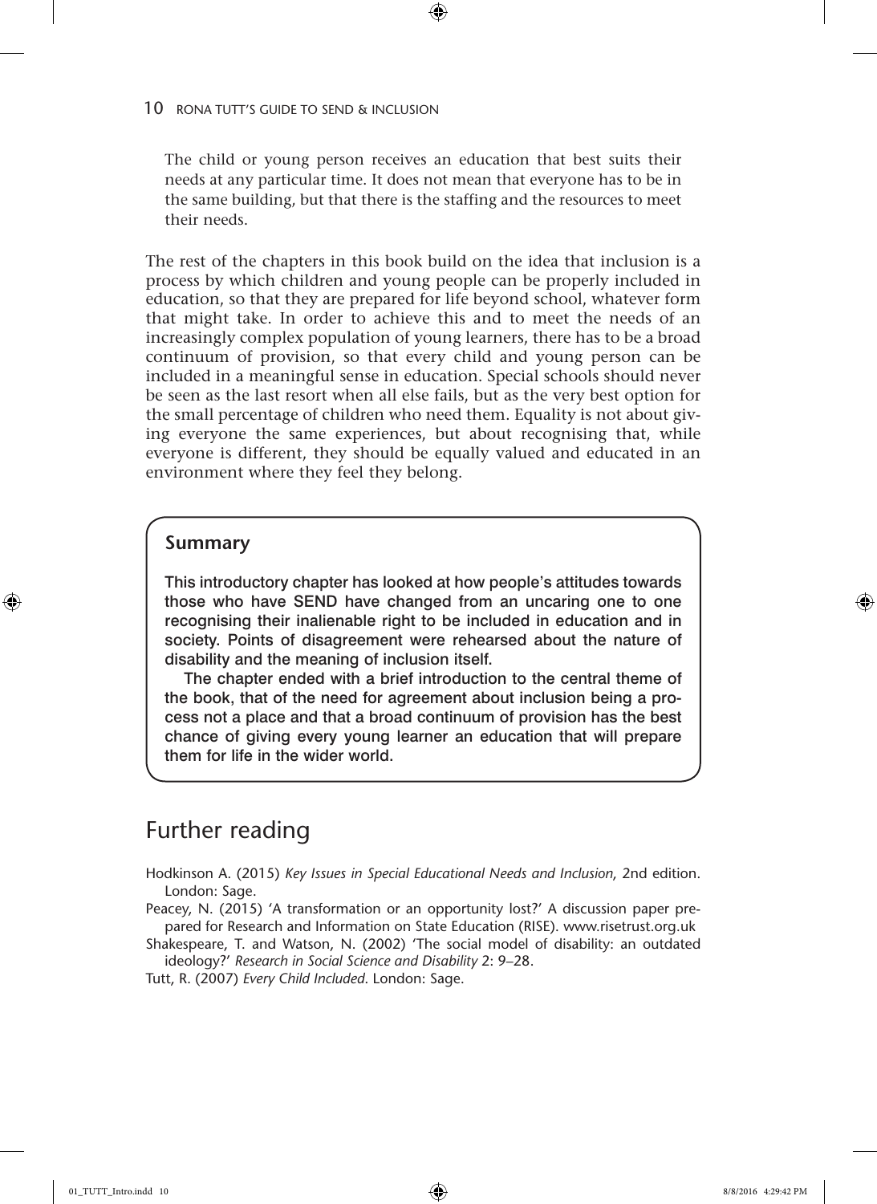> The child or young person receives an education that best suits their needs at any particular time. It does not mean that everyone has to be in the same building, but that there is the staffing and the resources to meet their needs.

The rest of the chapters in this book build on the idea that inclusion is a process by which children and young people can be properly included in education, so that they are prepared for life beyond school, whatever form that might take. In order to achieve this and to meet the needs of an increasingly complex population of young learners, there has to be a broad continuum of provision, so that every child and young person can be included in a meaningful sense in education. Special schools should never be seen as the last resort when all else fails, but as the very best option for the small percentage of children who need them. Equality is not about giving everyone the same experiences, but about recognising that, while everyone is different, they should be equally valued and educated in an environment where they feel they belong.

### Summary

This introductory chapter has looked at how people's attitudes towards those who have SEND have changed from an uncaring one to one recognising their inalienable right to be included in education and in society. Points of disagreement were rehearsed about the nature of disability and the meaning of inclusion itself.

The chapter ended with a brief introduction to the central theme of the book, that of the need for agreement about inclusion being a process not a place and that a broad continuum of provision has the best chance of giving every young learner an education that will prepare them for life in the wider world.

## Further reading

Hodkinson A. (2015) *Key Issues in Special Educational Needs and Inclusion*, 2nd edition. London: Sage.

Peacey, N. (2015) 'A transformation or an opportunity lost?' A discussion paper prepared for Research and Information on State Education (RISE). www.risetrust.org.uk

Shakespeare, T. and Watson, N. (2002) 'The social model of disability: an outdated ideology?' *Research in Social Science and Disability* 2: 9–28.

Tutt, R. (2007) *Every Child Included*. London: Sage.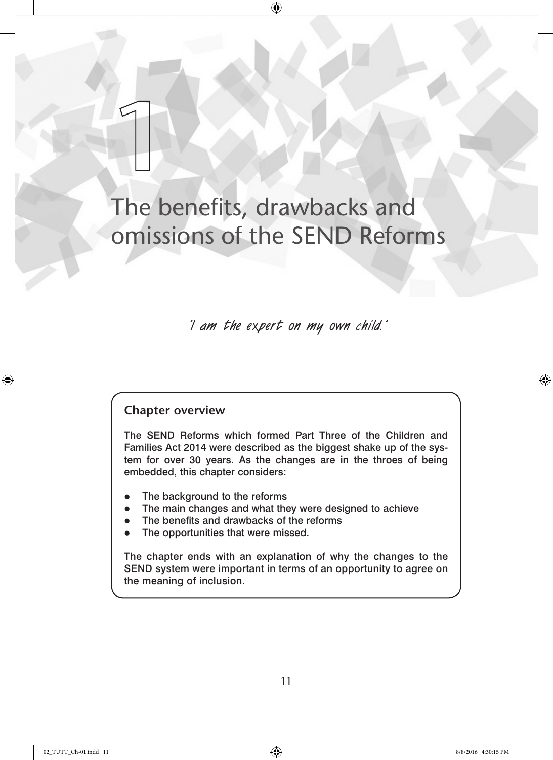# 1 The benefits, drawbacks and omissions of the SEND Reforms

*'I am the expert on my own child.'*

### Chapter overview

The SEND Reforms which formed Part Three of the Children and Families Act 2014 were described as the biggest shake up of the system for over 30 years. As the changes are in the throes of being embedded, this chapter considers:

- The background to the reforms
- The main changes and what they were designed to achieve
- The benefits and drawbacks of the reforms
- The opportunities that were missed.

The chapter ends with an explanation of why the changes to the SEND system were important in terms of an opportunity to agree on the meaning of inclusion.